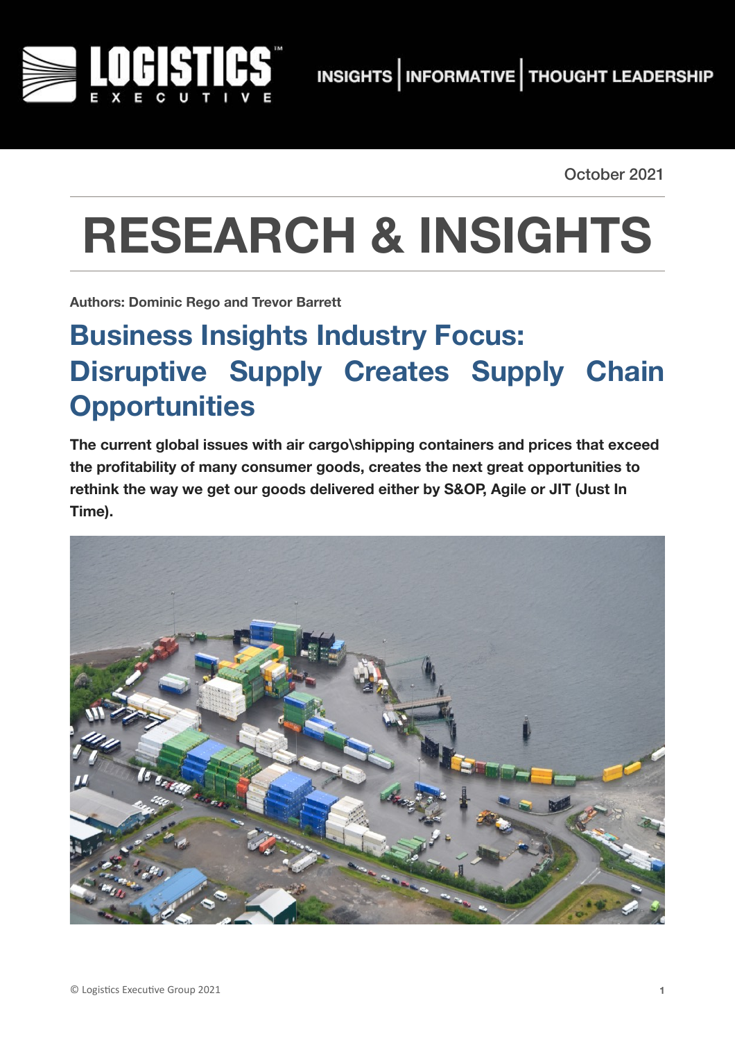October 2021

# RESEARCH & INSIGHTS

**Authors: Dominic Rego and Trevor Barrett**

## Business Insights Industry Focus: Disruptive Supply Creates Supply Chain Opportunities

**The current global issues with air cargo\shipping containers and prices that exceed the profitability of many consumer goods, creates the next great opportunities to rethink the way we get our goods delivered either by S&OP, Agile or JIT (Just In Time).**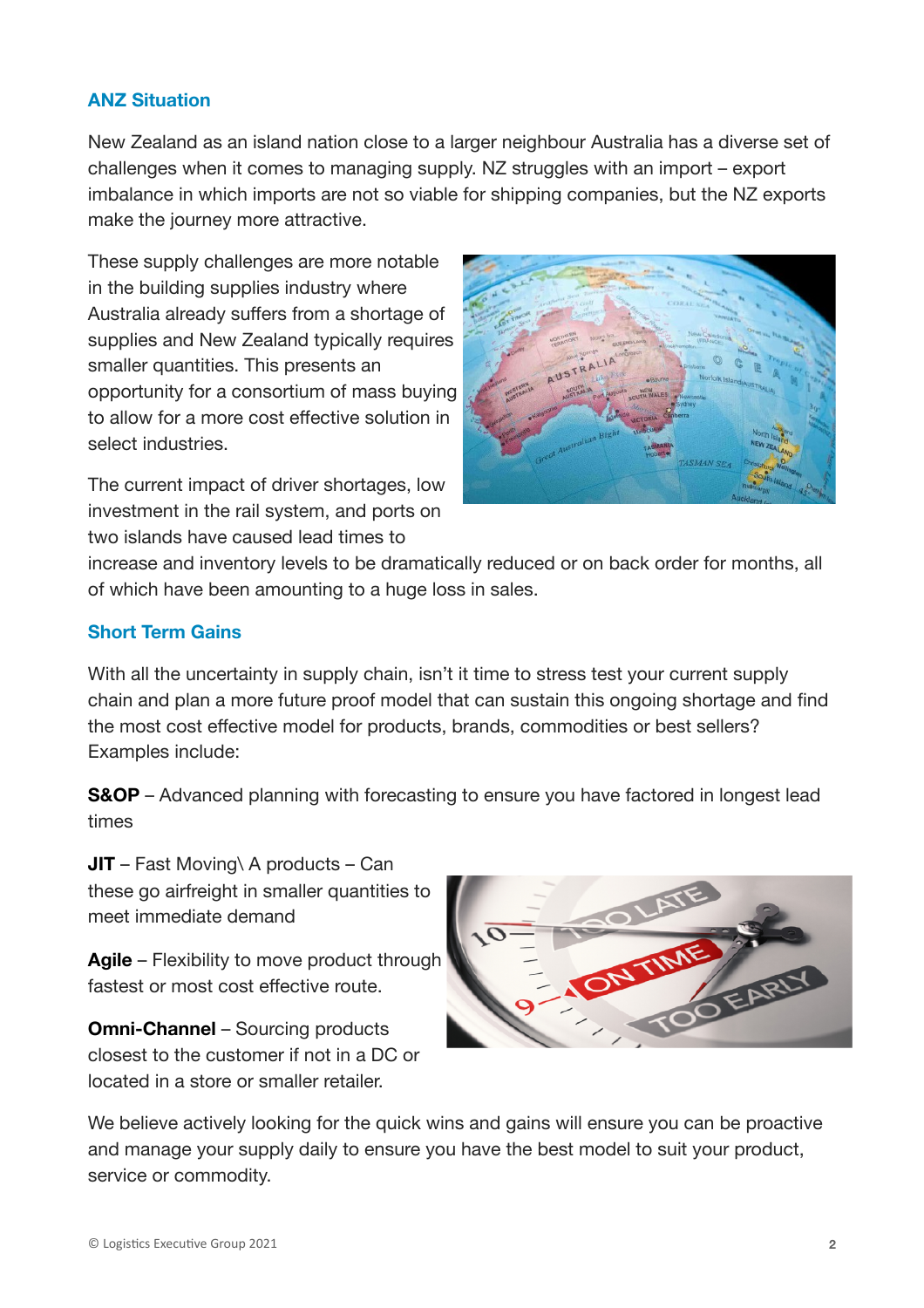## ANZ Situation

New Zealand as an island nation close to a larger neighbour Australia has a diverse set of challenges when it comes to managing supply. NZ struggles with an import – export imbalance in which imports are not so viable for shipping companies, but the NZ exports make the journey more attractive.

These supply challenges are more notable in the building supplies industry where Australia already suffers from a shortage of supplies and New Zealand typically requires smaller quantities. This presents an opportunity for a consortium of mass buying to allow for a more cost effective solution in select industries.

The current impact of driver shortages, low investment in the rail system, and ports on two islands have caused lead times to increase and inventory levels to be dramatically reduced or on back order for months, all of which have been amounting to a huge loss in sales.

## Short Term Gains

With all the uncertainty in supply chain, isn't it time to stress test your current supply chain and plan a more future proof model that can sustain this ongoing shortage and find the most cost effective model for products, brands, commodities or best sellers? Examples include:

**S&OP** – Advanced planning with forecasting to ensure you have factored in longest lead times

**JIT** – Fast Moving\ A products – Can these go airfreight in smaller quantities to meet immediate demand

**Agile** – Flexibility to move product through fastest or most cost effective route.

**Omni-Channel** – Sourcing products closest to the customer if not in a DC or located in a store or smaller retailer.

We believe actively looking for the quick wins and gains will ensure you can be proactive and manage your supply daily to ensure you have the best model to suit your product, service or commodity.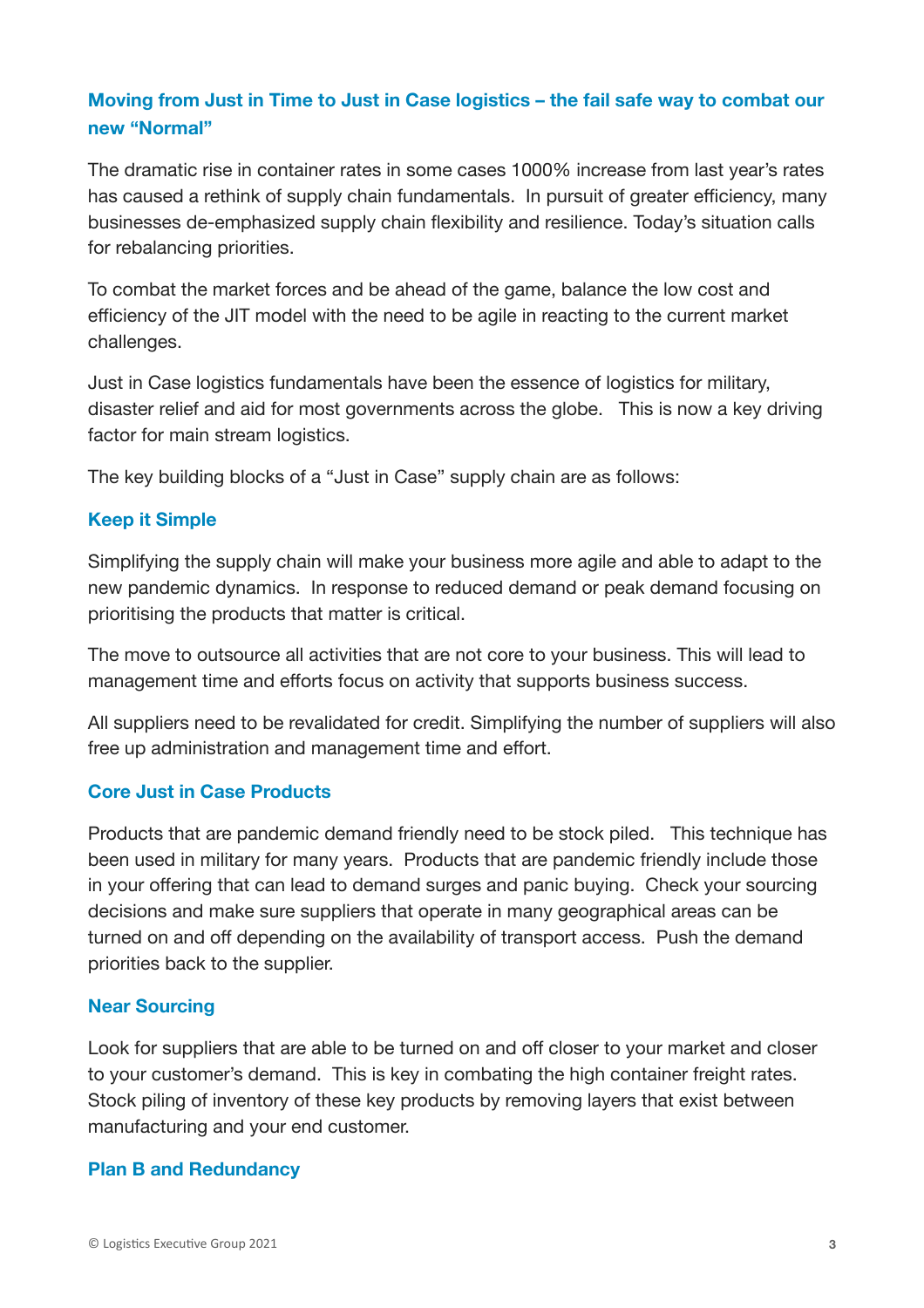## Moving from Just in Time to Just in Case logistics – the fail safe way to combat our new "Normal"

The dramatic rise in container rates in some cases 1000% increase from last year's rates has caused a rethink of supply chain fundamentals. In pursuit of greater efficiency, many businesses de-emphasized supply chain flexibility and resilience. Today's situation calls for rebalancing priorities.

To combat the market forces and be ahead of the game, balance the low cost and efficiency of the JIT model with the need to be agile in reacting to the current market challenges.

Just in Case logistics fundamentals have been the essence of logistics for military, disaster relief and aid for most governments across the globe. This is now a key driving factor for main stream logistics.

The key building blocks of a "Just in Case" supply chain are as follows:

### Keep it Simple

Simplifying the supply chain will make your business more agile and able to adapt to the new pandemic dynamics. In response to reduced demand or peak demand focusing on prioritising the products that matter is critical.

The move to outsource all activities that are not core to your business. This will lead to management time and efforts focus on activity that supports business success.

All suppliers need to be revalidated for credit. Simplifying the number of suppliers will also free up administration and management time and effort.

### Core Just in Case Products

Products that are pandemic demand friendly need to be stock piled. This technique has been used in military for many years. Products that are pandemic friendly include those in your offering that can lead to demand surges and panic buying. Check your sourcing decisions and make sure suppliers that operate in many geographical areas can be turned on and off depending on the availability of transport access. Push the demand priorities back to the supplier.

### Near Sourcing

Look for suppliers that are able to be turned on and off closer to your market and closer to your customer's demand. This is key in combating the high container freight rates. Stock piling of inventory of these key products by removing layers that exist between manufacturing and your end customer.

### Plan B and Redundancy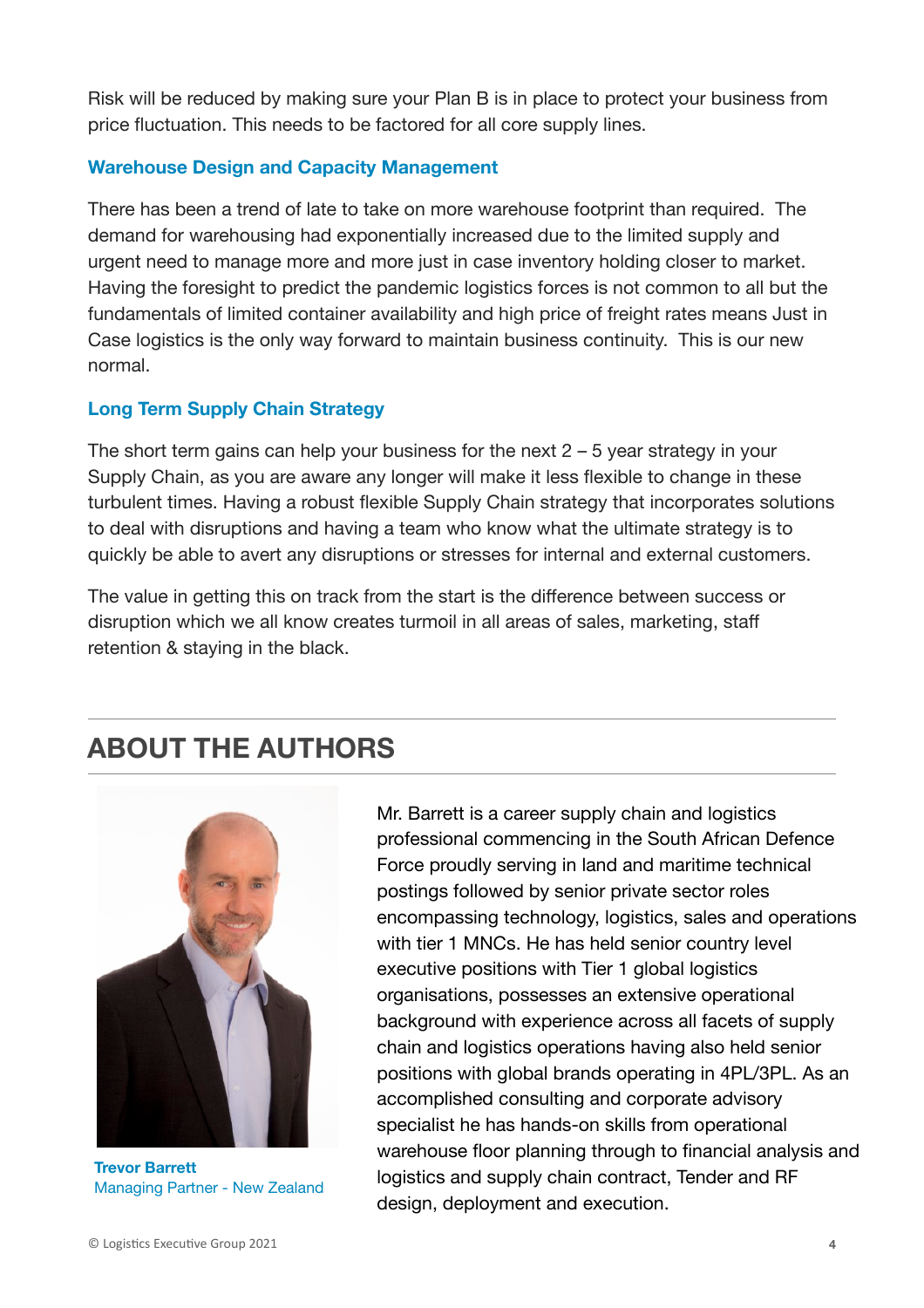Risk will be reduced by making sure your Plan B is in place to protect your business from price fluctuation. This needs to be factored for all core supply lines.

### Warehouse Design and Capacity Management

There has been a trend of late to take on more warehouse footprint than required. The demand for warehousing had exponentially increased due to the limited supply and urgent need to manage more and more just in case inventory holding closer to market. Having the foresight to predict the pandemic logistics forces is not common to all but the fundamentals of limited container availability and high price of freight rates means Just in Case logistics is the only way forward to maintain business continuity. This is our new normal.

### Long Term Supply Chain Strategy

The short term gains can help your business for the next 2 – 5 year strategy in your Supply Chain, as you are aware any longer will make it less flexible to change in these turbulent times. Having a robust flexible Supply Chain strategy that incorporates solutions to deal with disruptions and having a team who know what the ultimate strategy is to quickly be able to avert any disruptions or stresses for internal and external customers.

The value in getting this on track from the start is the difference between success or disruption which we all know creates turmoil in all areas of sales, marketing, staff retention & staying in the black.

## ABOUT THE AUTHORS

**Trevor Barrett**
Managing Partner - New Zealand

Mr. Barrett is a career supply chain and logistics professional commencing in the South African Defence Force proudly serving in land and maritime technical postings followed by senior private sector roles encompassing technology, logistics, sales and operations with tier 1 MNCs. He has held senior country level executive positions with Tier 1 global logistics organisations, possesses an extensive operational background with experience across all facets of supply chain and logistics operations having also held senior positions with global brands operating in 4PL/3PL. As an accomplished consulting and corporate advisory specialist he has hands-on skills from operational warehouse floor planning through to financial analysis and logistics and supply chain contract, Tender and RF design, deployment and execution.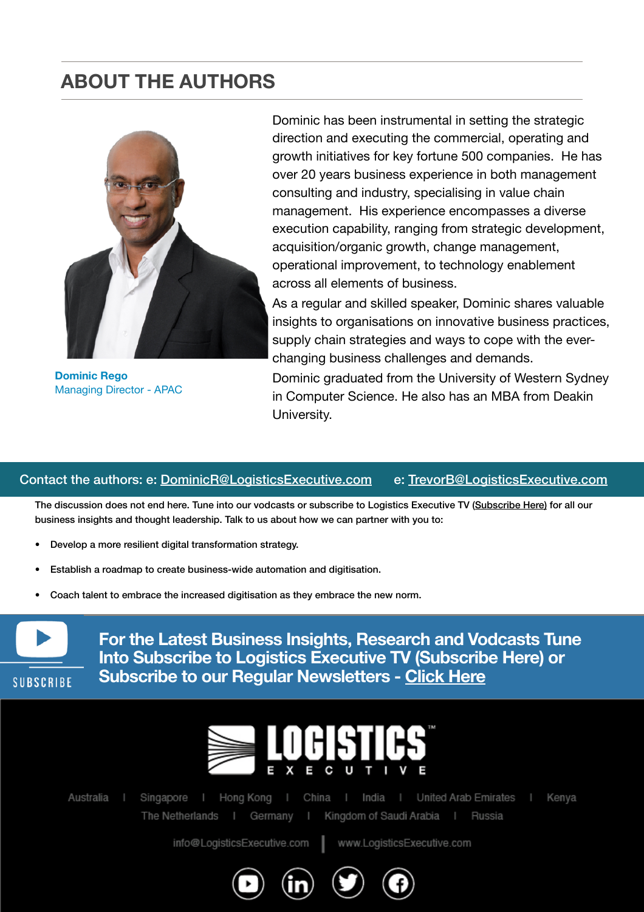## ABOUT THE AUTHORS

**Dominic Rego**
Managing Director - APAC

Dominic has been instrumental in setting the strategic direction and executing the commercial, operating and growth initiatives for key fortune 500 companies. He has over 20 years business experience in both management consulting and industry, specialising in value chain management. His experience encompasses a diverse execution capability, ranging from strategic development, acquisition/organic growth, change management, operational improvement, to technology enablement across all elements of business.

As a regular and skilled speaker, Dominic shares valuable insights to organisations on innovative business practices, supply chain strategies and ways to cope with the ever-changing business challenges and demands.

Dominic graduated from the University of Western Sydney in Computer Science. He also has an MBA from Deakin University.

**Contact the authors: e: DominicR@LogisticsExecutive.com e: TrevorB@LogisticsExecutive.com**

The discussion does not end here. Tune into our vodcasts or subscribe to Logistics Executive TV (Subscribe Here) for all our business insights and thought leadership. Talk to us about how we can partner with you to:

- Develop a more resilient digital transformation strategy.
- Establish a roadmap to create business-wide automation and digitisation.
- Coach talent to embrace the increased digitisation as they embrace the new norm.

SUBSCRIBE

**For the Latest Business Insights, Research and Vodcasts Tune Into Subscribe to Logistics Executive TV (Subscribe Here) or Subscribe to our Regular Newsletters - Click Here**

LOGISTICS™ EXECUTIVE

Australia | Singapore | Hong Kong | China | India | United Arab Emirates | Kenya
The Netherlands | Germany | Kingdom of Saudi Arabia | Russia

info@LogisticsExecutive.com | www.LogisticsExecutive.com